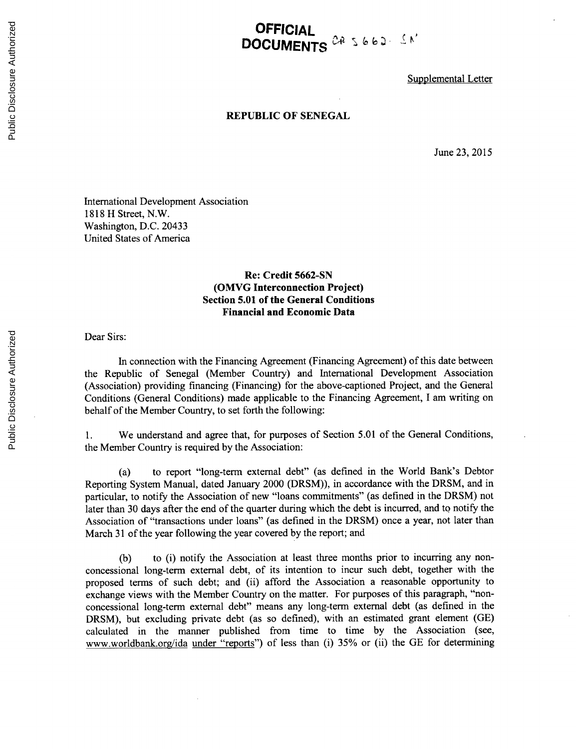**OFFICIAL DOCUMENTS** CR 5662-SN

Supplemental Letter

**REPUBLIC OF SENEGAL**

June 23, 2015

International Development Association
1818 H Street, N.W.
Washington, D.C. 20433
United States of America

**Re: Credit 5662-SN**
**(OMVG Interconnection Project)**
**Section 5.01 of the General Conditions**
**Financial and Economic Data**

Dear Sirs:

In connection with the Financing Agreement (Financing Agreement) of this date between the Republic of Senegal (Member Country) and International Development Association (Association) providing financing (Financing) for the above-captioned Project, and the General Conditions (General Conditions) made applicable to the Financing Agreement, I am writing on behalf of the Member Country, to set forth the following:

1. We understand and agree that, for purposes of Section 5.01 of the General Conditions, the Member Country is required by the Association:

(a) to report "long-term external debt" (as defined in the World Bank's Debtor Reporting System Manual, dated January 2000 (DRSM)), in accordance with the DRSM, and in particular, to notify the Association of new "loans commitments" (as defined in the DRSM) not later than 30 days after the end of the quarter during which the debt is incurred, and to notify the Association of "transactions under loans" (as defined in the DRSM) once a year, not later than March 31 of the year following the year covered by the report; and

(b) to (i) notify the Association at least three months prior to incurring any non-concessional long-term external debt, of its intention to incur such debt, together with the proposed terms of such debt; and (ii) afford the Association a reasonable opportunity to exchange views with the Member Country on the matter. For purposes of this paragraph, "non-concessional long-term external debt" means any long-term external debt (as defined in the DRSM), but excluding private debt (as so defined), with an estimated grant element (GE) calculated in the manner published from time to time by the Association (see, www.worldbank.org/ida under "reports") of less than (i) 35% or (ii) the GE for determining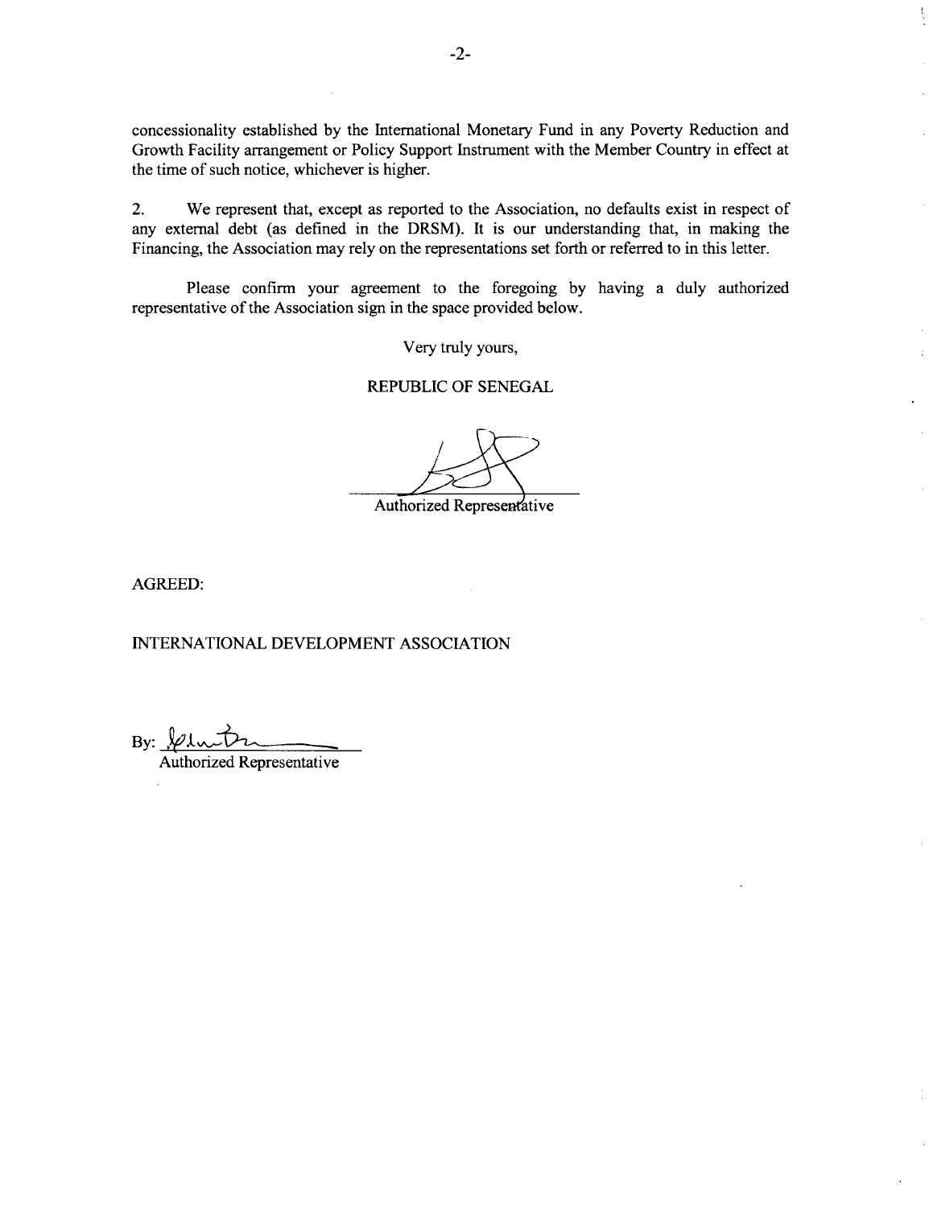concessionality established by the International Monetary Fund in any Poverty Reduction and Growth Facility arrangement or Policy Support Instrument with the Member Country in effect at the time of such notice, whichever is higher.

2. We represent that, except as reported to the Association, no defaults exist in respect of any external debt (as defined in the DRSM). It is our understanding that, in making the Financing, the Association may rely on the representations set forth or referred to in this letter.

Please confirm your agreement to the foregoing by having a duly authorized representative of the Association sign in the space provided below.

Very truly yours,

REPUBLIC OF SENEGAL

Authorized Representative

AGREED:

INTERNATIONAL DEVELOPMENT ASSOCIATION

By: 

Authorized Representative